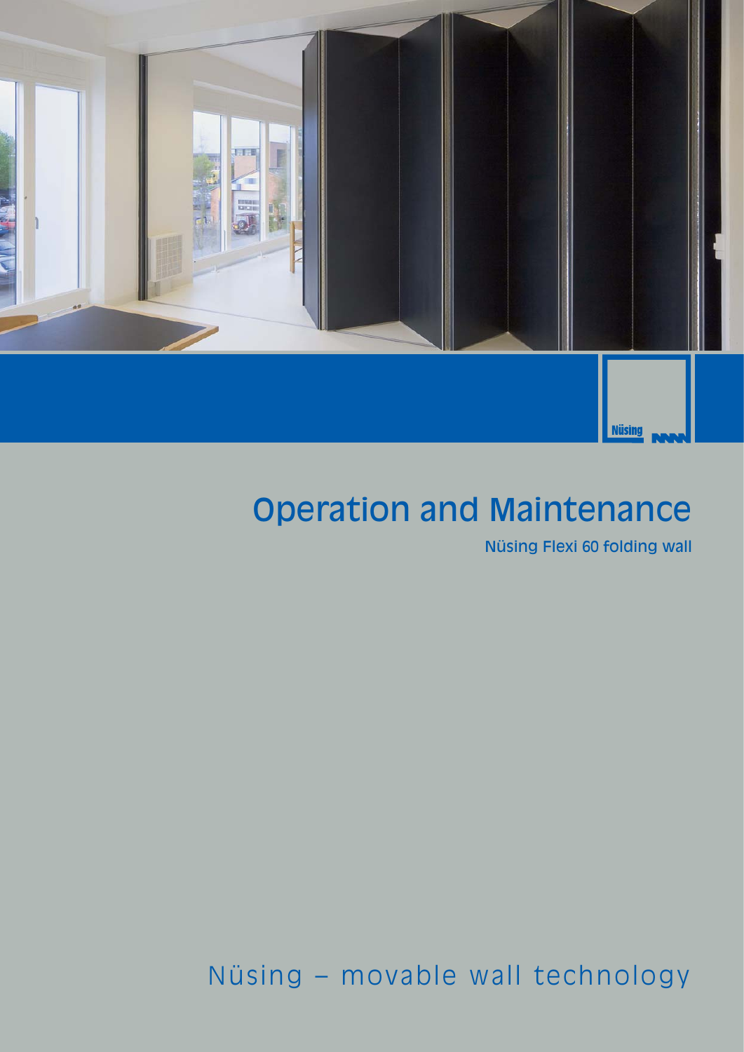Nüsing

# Operation and Maintenance

Nüsing Flexi 60 folding wall

Nüsing – movable wall technology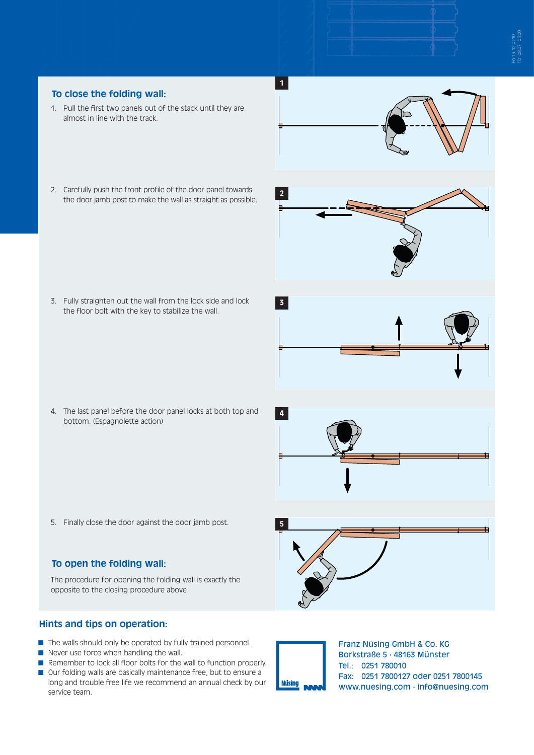## To close the folding wall:

1. Pull the first two panels out of the stack until they are almost in line with the track.

2. Carefully push the front profile of the door panel towards the door jamb post to make the wall as straight as possible.

3. Fully straighten out the wall from the lock side and lock the floor bolt with the key to stabilize the wall.

4. The last panel before the door panel locks at both top and bottom. (Espagnolette action)

5. Finally close the door against the door jamb post.

## To open the folding wall:

The procedure for opening the folding wall is exactly the opposite to the closing procedure above

## Hints and tips on operation:

- The walls should only be operated by fully trained personnel.
- Never use force when handling the wall.
- Remember to lock all floor bolts for the wall to function properly.
- Our folding walls are basically maintenance free, but to ensure a long and trouble free life we recommend an annual check by our service team.

Franz Nüsing GmbH & Co. KG
Borkstraße 5 · 48163 Münster
Tel.: 0251 780010
Fax: 0251 7800127 oder 0251 7800145
www.nuesing.com · info@nuesing.com